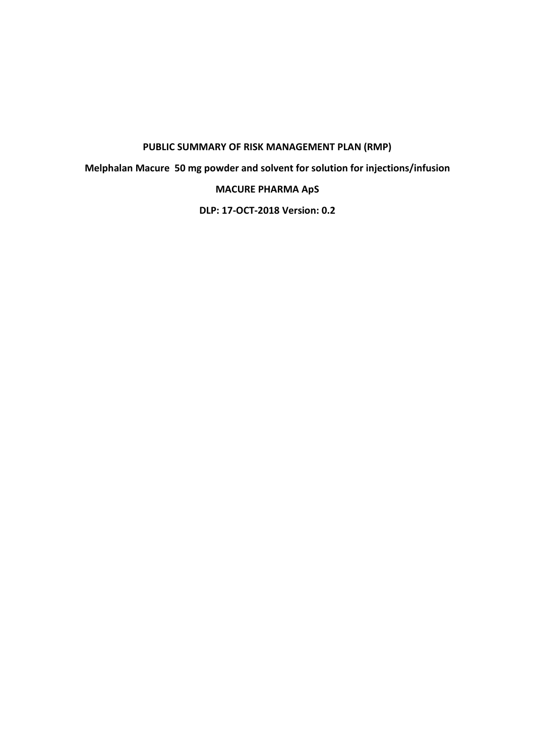**PUBLIC SUMMARY OF RISK MANAGEMENT PLAN (RMP)**

**Melphalan Macure 50 mg powder and solvent for solution for injections/infusion**

**MACURE PHARMA ApS**

**DLP: 17-OCT-2018 Version: 0.2**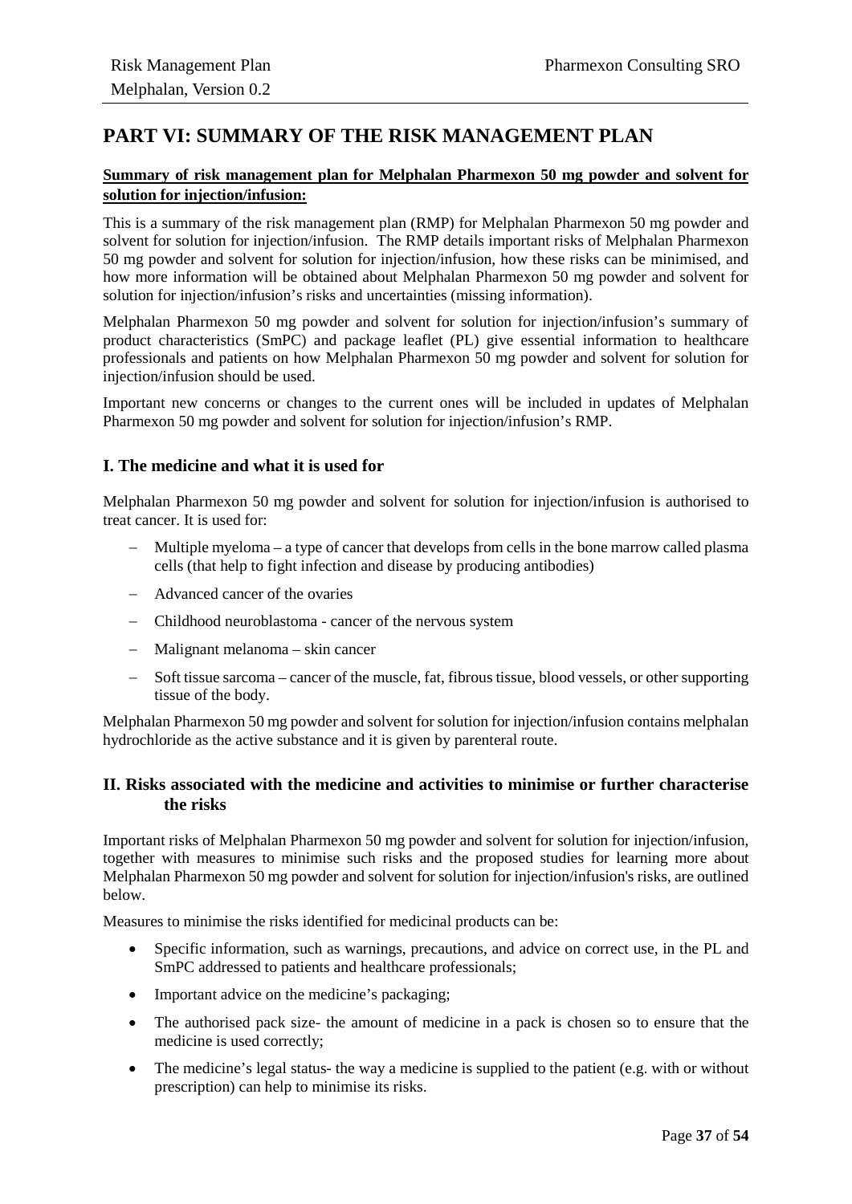# PART VI: SUMMARY OF THE RISK MANAGEMENT PLAN

**Summary of risk management plan for Melphalan Pharmexon 50 mg powder and solvent for solution for injection/infusion:**

This is a summary of the risk management plan (RMP) for Melphalan Pharmexon 50 mg powder and solvent for solution for injection/infusion. The RMP details important risks of Melphalan Pharmexon 50 mg powder and solvent for solution for injection/infusion, how these risks can be minimised, and how more information will be obtained about Melphalan Pharmexon 50 mg powder and solvent for solution for injection/infusion's risks and uncertainties (missing information).

Melphalan Pharmexon 50 mg powder and solvent for solution for injection/infusion's summary of product characteristics (SmPC) and package leaflet (PL) give essential information to healthcare professionals and patients on how Melphalan Pharmexon 50 mg powder and solvent for solution for injection/infusion should be used.

Important new concerns or changes to the current ones will be included in updates of Melphalan Pharmexon 50 mg powder and solvent for solution for injection/infusion's RMP.

## I. The medicine and what it is used for

Melphalan Pharmexon 50 mg powder and solvent for solution for injection/infusion is authorised to treat cancer. It is used for:

- Multiple myeloma – a type of cancer that develops from cells in the bone marrow called plasma cells (that help to fight infection and disease by producing antibodies)
- Advanced cancer of the ovaries
- Childhood neuroblastoma - cancer of the nervous system
- Malignant melanoma – skin cancer
- Soft tissue sarcoma – cancer of the muscle, fat, fibrous tissue, blood vessels, or other supporting tissue of the body.

Melphalan Pharmexon 50 mg powder and solvent for solution for injection/infusion contains melphalan hydrochloride as the active substance and it is given by parenteral route.

## II. Risks associated with the medicine and activities to minimise or further characterise the risks

Important risks of Melphalan Pharmexon 50 mg powder and solvent for solution for injection/infusion, together with measures to minimise such risks and the proposed studies for learning more about Melphalan Pharmexon 50 mg powder and solvent for solution for injection/infusion's risks, are outlined below.

Measures to minimise the risks identified for medicinal products can be:

- Specific information, such as warnings, precautions, and advice on correct use, in the PL and SmPC addressed to patients and healthcare professionals;
- Important advice on the medicine's packaging;
- The authorised pack size- the amount of medicine in a pack is chosen so to ensure that the medicine is used correctly;
- The medicine's legal status- the way a medicine is supplied to the patient (e.g. with or without prescription) can help to minimise its risks.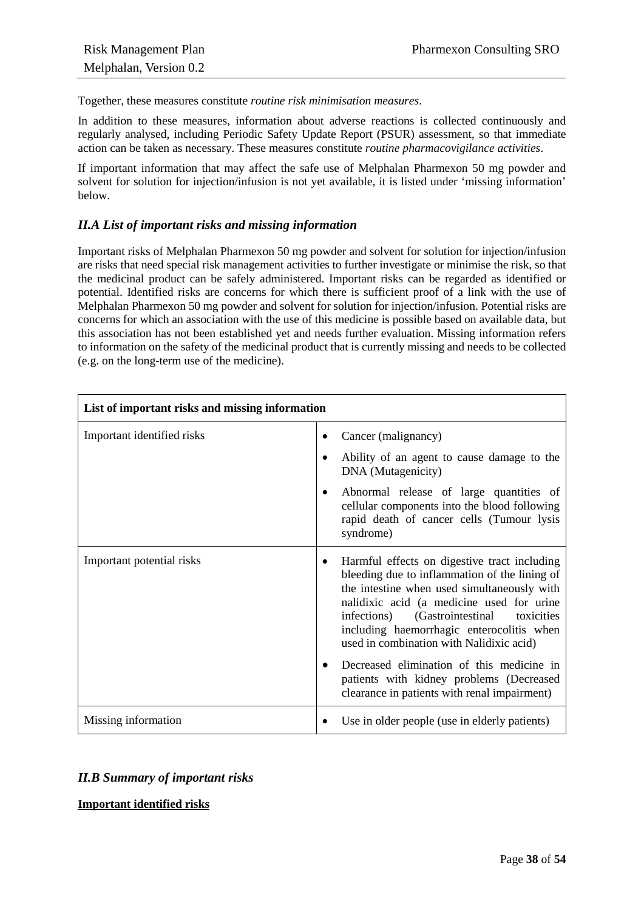Together, these measures constitute *routine risk minimisation measures*.

In addition to these measures, information about adverse reactions is collected continuously and regularly analysed, including Periodic Safety Update Report (PSUR) assessment, so that immediate action can be taken as necessary. These measures constitute *routine pharmacovigilance activities*.

If important information that may affect the safe use of Melphalan Pharmexon 50 mg powder and solvent for solution for injection/infusion is not yet available, it is listed under 'missing information' below.

## *II.A List of important risks and missing information*

Important risks of Melphalan Pharmexon 50 mg powder and solvent for solution for injection/infusion are risks that need special risk management activities to further investigate or minimise the risk, so that the medicinal product can be safely administered. Important risks can be regarded as identified or potential. Identified risks are concerns for which there is sufficient proof of a link with the use of Melphalan Pharmexon 50 mg powder and solvent for solution for injection/infusion. Potential risks are concerns for which an association with the use of this medicine is possible based on available data, but this association has not been established yet and needs further evaluation. Missing information refers to information on the safety of the medicinal product that is currently missing and needs to be collected (e.g. on the long-term use of the medicine).

| **List of important risks and missing information** | |
|---|---|
| Important identified risks | • Cancer (malignancy)<br>• Ability of an agent to cause damage to the DNA (Mutagenicity)<br>• Abnormal release of large quantities of cellular components into the blood following rapid death of cancer cells (Tumour lysis syndrome) |
| Important potential risks | • Harmful effects on digestive tract including bleeding due to inflammation of the lining of the intestine when used simultaneously with nalidixic acid (a medicine used for urine infections) (Gastrointestinal toxicities including haemorrhagic enterocolitis when used in combination with Nalidixic acid)<br>• Decreased elimination of this medicine in patients with kidney problems (Decreased clearance in patients with renal impairment) |
| Missing information | • Use in older people (use in elderly patients) |

## *II.B Summary of important risks*

**Important identified risks**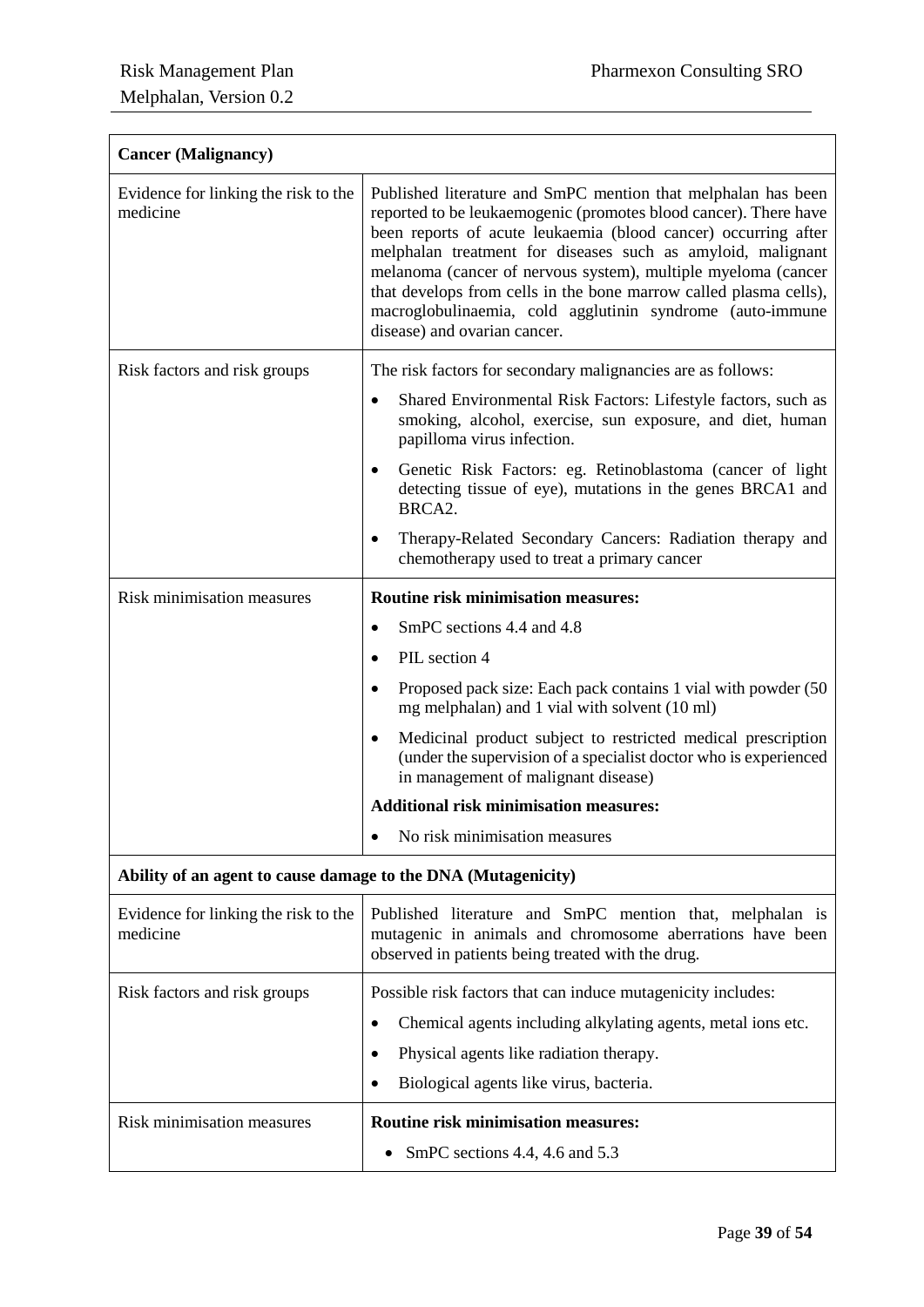| **Cancer (Malignancy)** | |
|---|---|
| Evidence for linking the risk to the medicine | Published literature and SmPC mention that melphalan has been reported to be leukaemogenic (promotes blood cancer). There have been reports of acute leukaemia (blood cancer) occurring after melphalan treatment for diseases such as amyloid, malignant melanoma (cancer of nervous system), multiple myeloma (cancer that develops from cells in the bone marrow called plasma cells), macroglobulinaemia, cold agglutinin syndrome (auto-immune disease) and ovarian cancer. |
| Risk factors and risk groups | The risk factors for secondary malignancies are as follows:<br>• Shared Environmental Risk Factors: Lifestyle factors, such as smoking, alcohol, exercise, sun exposure, and diet, human papilloma virus infection.<br>• Genetic Risk Factors: eg. Retinoblastoma (cancer of light detecting tissue of eye), mutations in the genes BRCA1 and BRCA2.<br>• Therapy-Related Secondary Cancers: Radiation therapy and chemotherapy used to treat a primary cancer |
| Risk minimisation measures | **Routine risk minimisation measures:**<br>• SmPC sections 4.4 and 4.8<br>• PIL section 4<br>• Proposed pack size: Each pack contains 1 vial with powder (50 mg melphalan) and 1 vial with solvent (10 ml)<br>• Medicinal product subject to restricted medical prescription (under the supervision of a specialist doctor who is experienced in management of malignant disease)<br>**Additional risk minimisation measures:**<br>• No risk minimisation measures |
| **Ability of an agent to cause damage to the DNA (Mutagenicity)** | |
| Evidence for linking the risk to the medicine | Published literature and SmPC mention that, melphalan is mutagenic in animals and chromosome aberrations have been observed in patients being treated with the drug. |
| Risk factors and risk groups | Possible risk factors that can induce mutagenicity includes:<br>• Chemical agents including alkylating agents, metal ions etc.<br>• Physical agents like radiation therapy.<br>• Biological agents like virus, bacteria. |
| Risk minimisation measures | **Routine risk minimisation measures:**<br>• SmPC sections 4.4, 4.6 and 5.3 |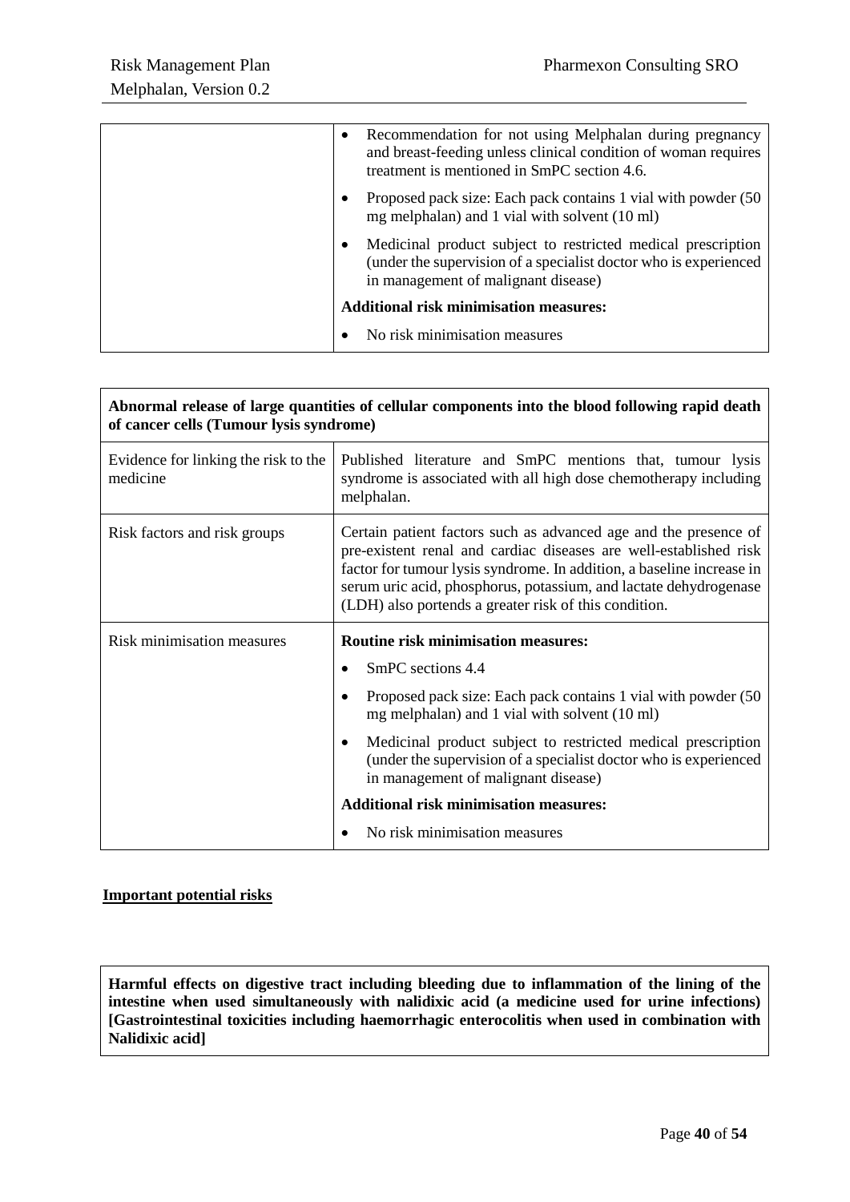| | |
|---|---|
| | • Recommendation for not using Melphalan during pregnancy and breast-feeding unless clinical condition of woman requires treatment is mentioned in SmPC section 4.6.<br>• Proposed pack size: Each pack contains 1 vial with powder (50 mg melphalan) and 1 vial with solvent (10 ml)<br>• Medicinal product subject to restricted medical prescription (under the supervision of a specialist doctor who is experienced in management of malignant disease)<br>**Additional risk minimisation measures:**<br>• No risk minimisation measures |

| **Abnormal release of large quantities of cellular components into the blood following rapid death of cancer cells (Tumour lysis syndrome)** | |
|---|---|
| Evidence for linking the risk to the medicine | Published literature and SmPC mentions that, tumour lysis syndrome is associated with all high dose chemotherapy including melphalan. |
| Risk factors and risk groups | Certain patient factors such as advanced age and the presence of pre-existent renal and cardiac diseases are well-established risk factor for tumour lysis syndrome. In addition, a baseline increase in serum uric acid, phosphorus, potassium, and lactate dehydrogenase (LDH) also portends a greater risk of this condition. |
| Risk minimisation measures | **Routine risk minimisation measures:**<br>• SmPC sections 4.4<br>• Proposed pack size: Each pack contains 1 vial with powder (50 mg melphalan) and 1 vial with solvent (10 ml)<br>• Medicinal product subject to restricted medical prescription (under the supervision of a specialist doctor who is experienced in management of malignant disease)<br>**Additional risk minimisation measures:**<br>• No risk minimisation measures |

**Important potential risks**

| **Harmful effects on digestive tract including bleeding due to inflammation of the lining of the intestine when used simultaneously with nalidixic acid (a medicine used for urine infections) [Gastrointestinal toxicities including haemorrhagic enterocolitis when used in combination with Nalidixic acid]** |
|---|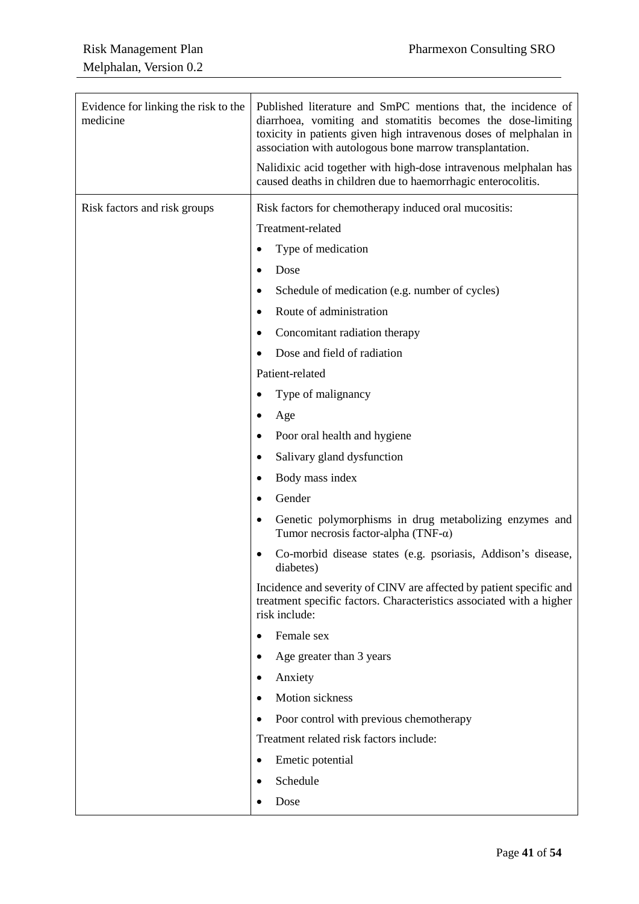| | |
|---|---|
| Evidence for linking the risk to the medicine | Published literature and SmPC mentions that, the incidence of diarrhoea, vomiting and stomatitis becomes the dose-limiting toxicity in patients given high intravenous doses of melphalan in association with autologous bone marrow transplantation.<br><br>Nalidixic acid together with high-dose intravenous melphalan has caused deaths in children due to haemorrhagic enterocolitis. |
| Risk factors and risk groups | Risk factors for chemotherapy induced oral mucositis:<br><br>Treatment-related<br>• Type of medication<br>• Dose<br>• Schedule of medication (e.g. number of cycles)<br>• Route of administration<br>• Concomitant radiation therapy<br>• Dose and field of radiation<br><br>Patient-related<br>• Type of malignancy<br>• Age<br>• Poor oral health and hygiene<br>• Salivary gland dysfunction<br>• Body mass index<br>• Gender<br>• Genetic polymorphisms in drug metabolizing enzymes and Tumor necrosis factor-alpha (TNF-α)<br>• Co-morbid disease states (e.g. psoriasis, Addison's disease, diabetes)<br><br>Incidence and severity of CINV are affected by patient specific and treatment specific factors. Characteristics associated with a higher risk include:<br>• Female sex<br>• Age greater than 3 years<br>• Anxiety<br>• Motion sickness<br>• Poor control with previous chemotherapy<br><br>Treatment related risk factors include:<br>• Emetic potential<br>• Schedule<br>• Dose |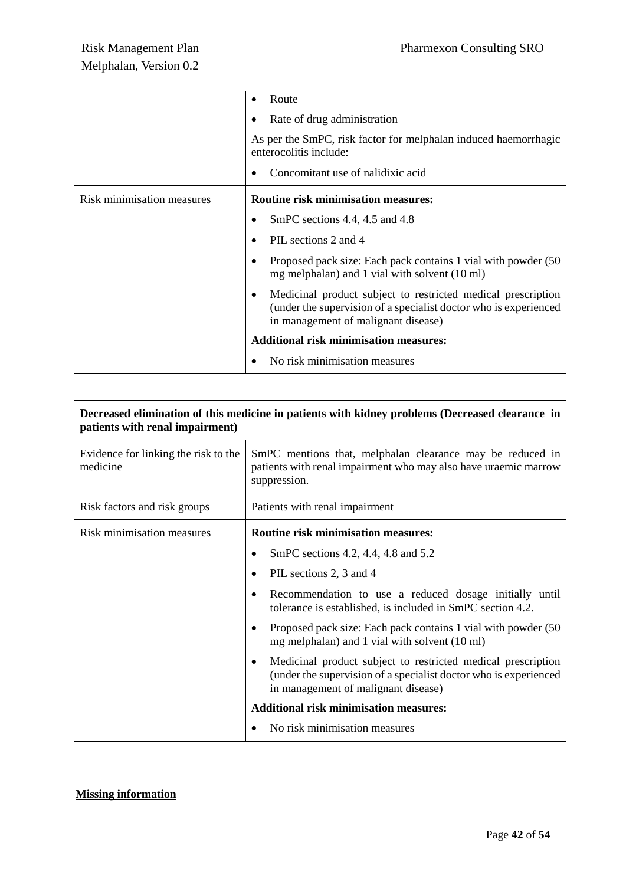| | |
|---|---|
| | • Route<br>• Rate of drug administration<br>As per the SmPC, risk factor for melphalan induced haemorrhagic enterocolitis include:<br>• Concomitant use of nalidixic acid |
| Risk minimisation measures | **Routine risk minimisation measures:**<br>• SmPC sections 4.4, 4.5 and 4.8<br>• PIL sections 2 and 4<br>• Proposed pack size: Each pack contains 1 vial with powder (50 mg melphalan) and 1 vial with solvent (10 ml)<br>• Medicinal product subject to restricted medical prescription (under the supervision of a specialist doctor who is experienced in management of malignant disease)<br>**Additional risk minimisation measures:**<br>• No risk minimisation measures |

| **Decreased elimination of this medicine in patients with kidney problems (Decreased clearance in patients with renal impairment)** | |
|---|---|
| Evidence for linking the risk to the medicine | SmPC mentions that, melphalan clearance may be reduced in patients with renal impairment who may also have uraemic marrow suppression. |
| Risk factors and risk groups | Patients with renal impairment |
| Risk minimisation measures | **Routine risk minimisation measures:**<br>• SmPC sections 4.2, 4.4, 4.8 and 5.2<br>• PIL sections 2, 3 and 4<br>• Recommendation to use a reduced dosage initially until tolerance is established, is included in SmPC section 4.2.<br>• Proposed pack size: Each pack contains 1 vial with powder (50 mg melphalan) and 1 vial with solvent (10 ml)<br>• Medicinal product subject to restricted medical prescription (under the supervision of a specialist doctor who is experienced in management of malignant disease)<br>**Additional risk minimisation measures:**<br>• No risk minimisation measures |

**Missing information**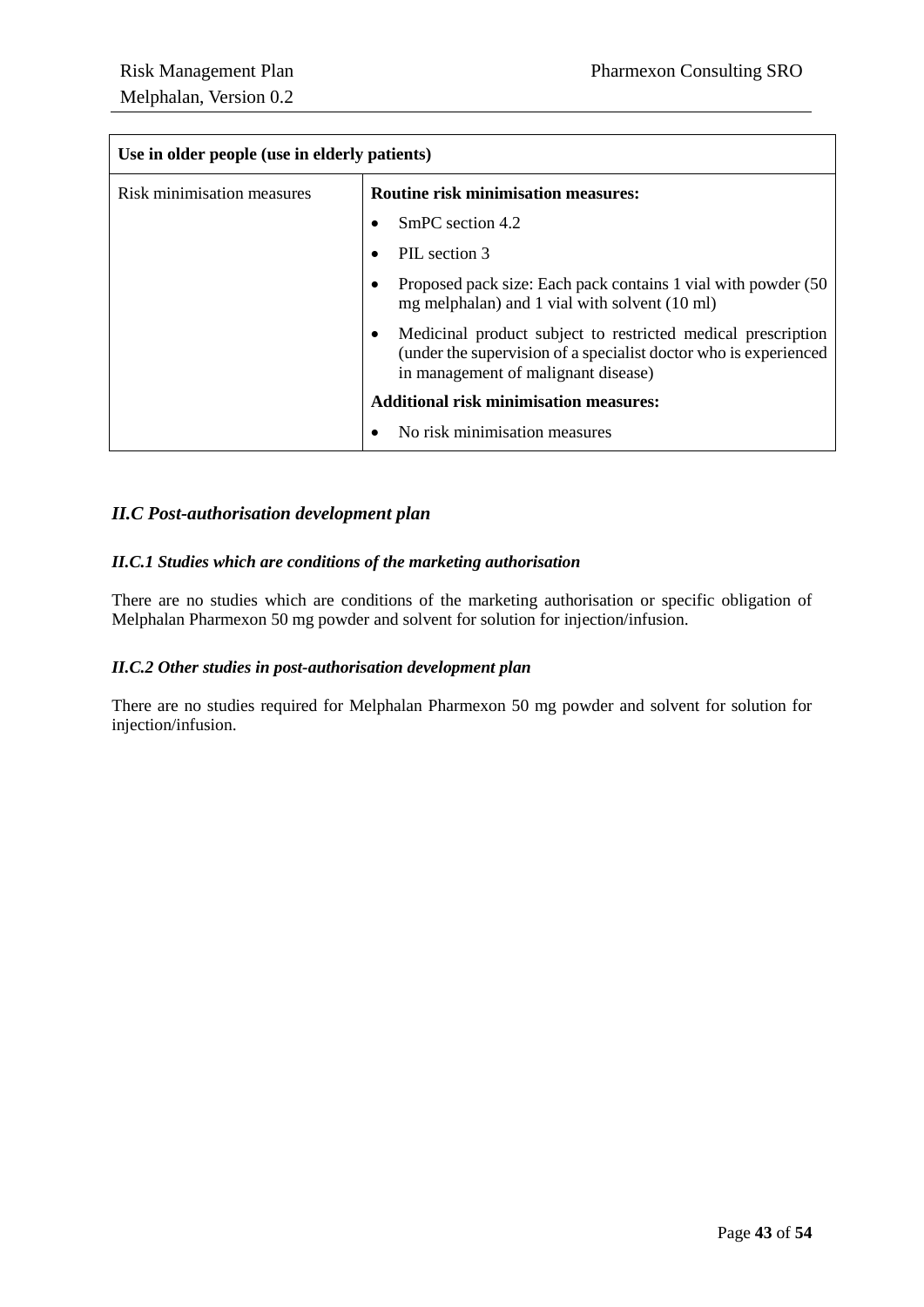| Use in older people (use in elderly patients) | |
|---|---|
| Risk minimisation measures | **Routine risk minimisation measures:**<br>• SmPC section 4.2<br>• PIL section 3<br>• Proposed pack size: Each pack contains 1 vial with powder (50 mg melphalan) and 1 vial with solvent (10 ml)<br>• Medicinal product subject to restricted medical prescription (under the supervision of a specialist doctor who is experienced in management of malignant disease)<br>**Additional risk minimisation measures:**<br>• No risk minimisation measures |

## *II.C Post-authorisation development plan*

### *II.C.1 Studies which are conditions of the marketing authorisation*

There are no studies which are conditions of the marketing authorisation or specific obligation of Melphalan Pharmexon 50 mg powder and solvent for solution for injection/infusion.

### *II.C.2 Other studies in post-authorisation development plan*

There are no studies required for Melphalan Pharmexon 50 mg powder and solvent for solution for injection/infusion.